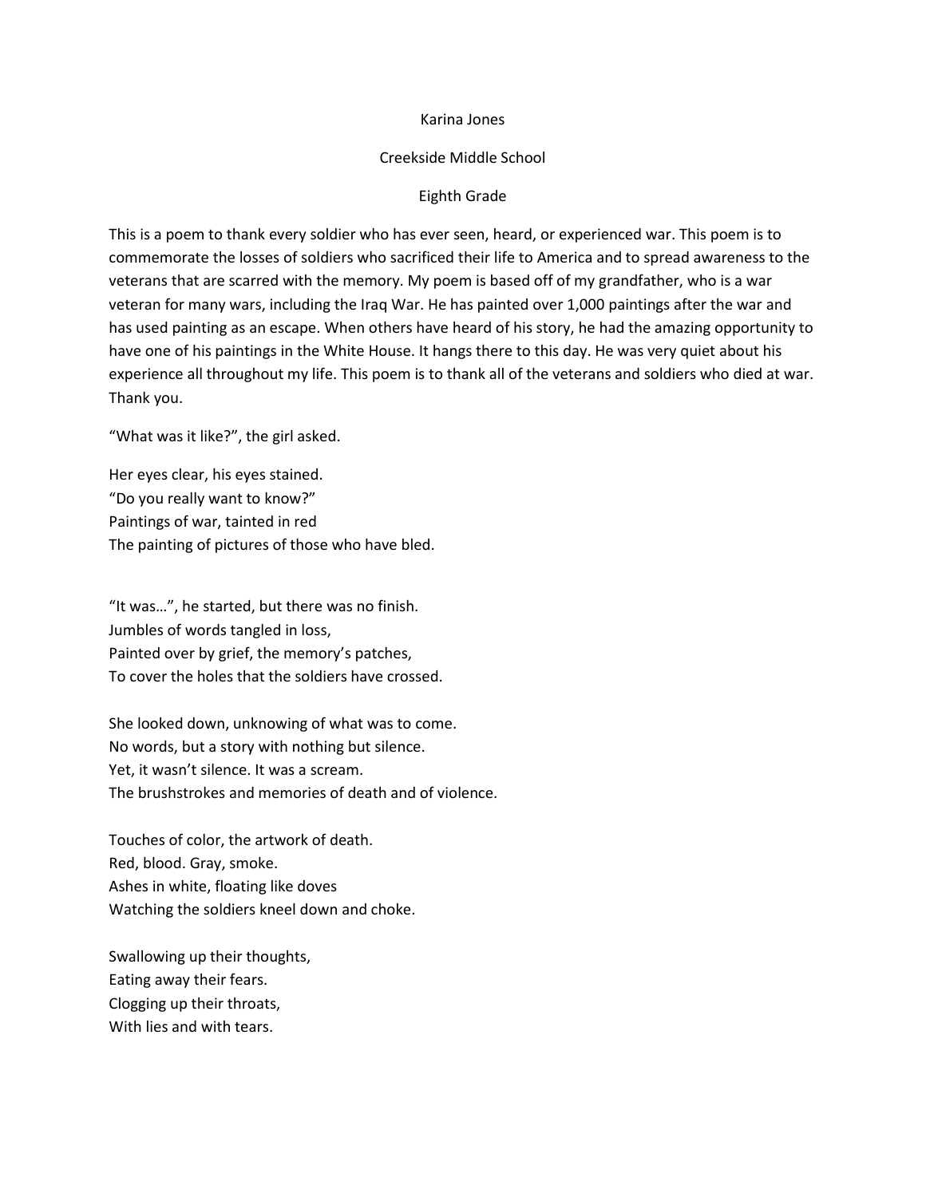Karina Jones

Creekside Middle School

Eighth Grade

This is a poem to thank every soldier who has ever seen, heard, or experienced war. This poem is to commemorate the losses of soldiers who sacrificed their life to America and to spread awareness to the veterans that are scarred with the memory. My poem is based off of my grandfather, who is a war veteran for many wars, including the Iraq War. He has painted over 1,000 paintings after the war and has used painting as an escape. When others have heard of his story, he had the amazing opportunity to have one of his paintings in the White House. It hangs there to this day. He was very quiet about his experience all throughout my life. This poem is to thank all of the veterans and soldiers who died at war. Thank you.

"What was it like?", the girl asked.

Her eyes clear, his eyes stained.
"Do you really want to know?"
Paintings of war, tainted in red
The painting of pictures of those who have bled.

"It was…", he started, but there was no finish.
Jumbles of words tangled in loss,
Painted over by grief, the memory's patches,
To cover the holes that the soldiers have crossed.

She looked down, unknowing of what was to come.
No words, but a story with nothing but silence.
Yet, it wasn't silence. It was a scream.
The brushstrokes and memories of death and of violence.

Touches of color, the artwork of death.
Red, blood. Gray, smoke.
Ashes in white, floating like doves
Watching the soldiers kneel down and choke.

Swallowing up their thoughts,
Eating away their fears.
Clogging up their throats,
With lies and with tears.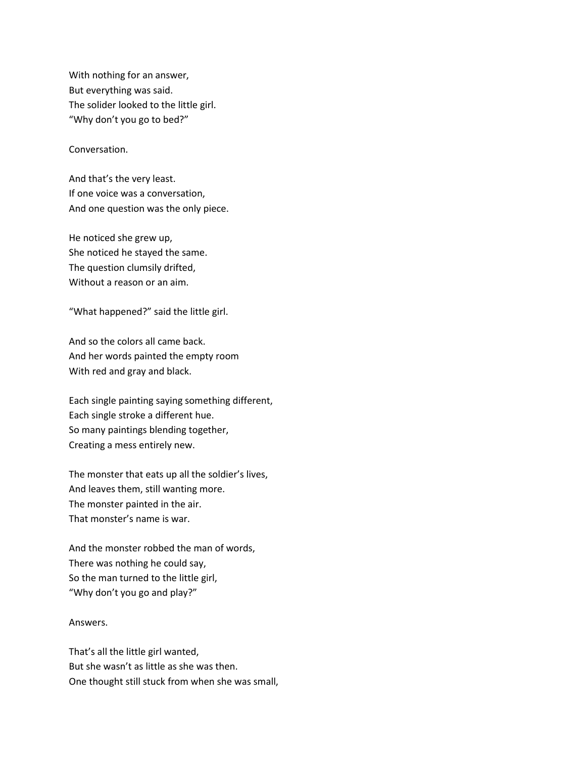With nothing for an answer,  
But everything was said.  
The solider looked to the little girl.  
"Why don't you go to bed?"

Conversation.

And that's the very least.  
If one voice was a conversation,  
And one question was the only piece.

He noticed she grew up,  
She noticed he stayed the same.  
The question clumsily drifted,  
Without a reason or an aim.

"What happened?" said the little girl.

And so the colors all came back.  
And her words painted the empty room  
With red and gray and black.

Each single painting saying something different,  
Each single stroke a different hue.  
So many paintings blending together,  
Creating a mess entirely new.

The monster that eats up all the soldier's lives,  
And leaves them, still wanting more.  
The monster painted in the air.  
That monster's name is war.

And the monster robbed the man of words,  
There was nothing he could say,  
So the man turned to the little girl,  
"Why don't you go and play?"

Answers.

That's all the little girl wanted,  
But she wasn't as little as she was then.  
One thought still stuck from when she was small,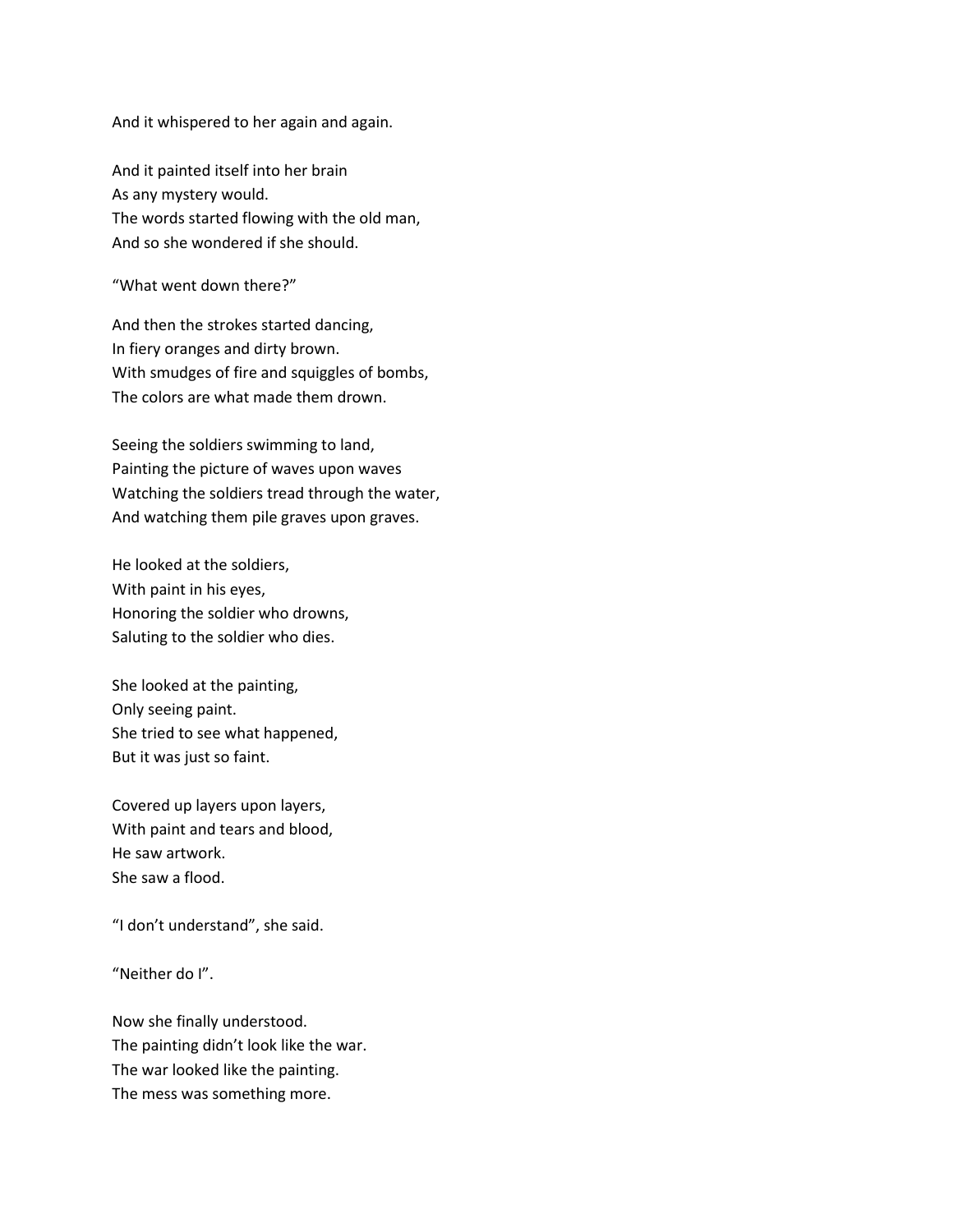And it whispered to her again and again.

And it painted itself into her brain  
As any mystery would.  
The words started flowing with the old man,  
And so she wondered if she should.

“What went down there?”

And then the strokes started dancing,  
In fiery oranges and dirty brown.  
With smudges of fire and squiggles of bombs,  
The colors are what made them drown.

Seeing the soldiers swimming to land,  
Painting the picture of waves upon waves  
Watching the soldiers tread through the water,  
And watching them pile graves upon graves.

He looked at the soldiers,  
With paint in his eyes,  
Honoring the soldier who drowns,  
Saluting to the soldier who dies.

She looked at the painting,  
Only seeing paint.  
She tried to see what happened,  
But it was just so faint.

Covered up layers upon layers,  
With paint and tears and blood,  
He saw artwork.  
She saw a flood.

“I don’t understand”, she said.

“Neither do I”.

Now she finally understood.  
The painting didn’t look like the war.  
The war looked like the painting.  
The mess was something more.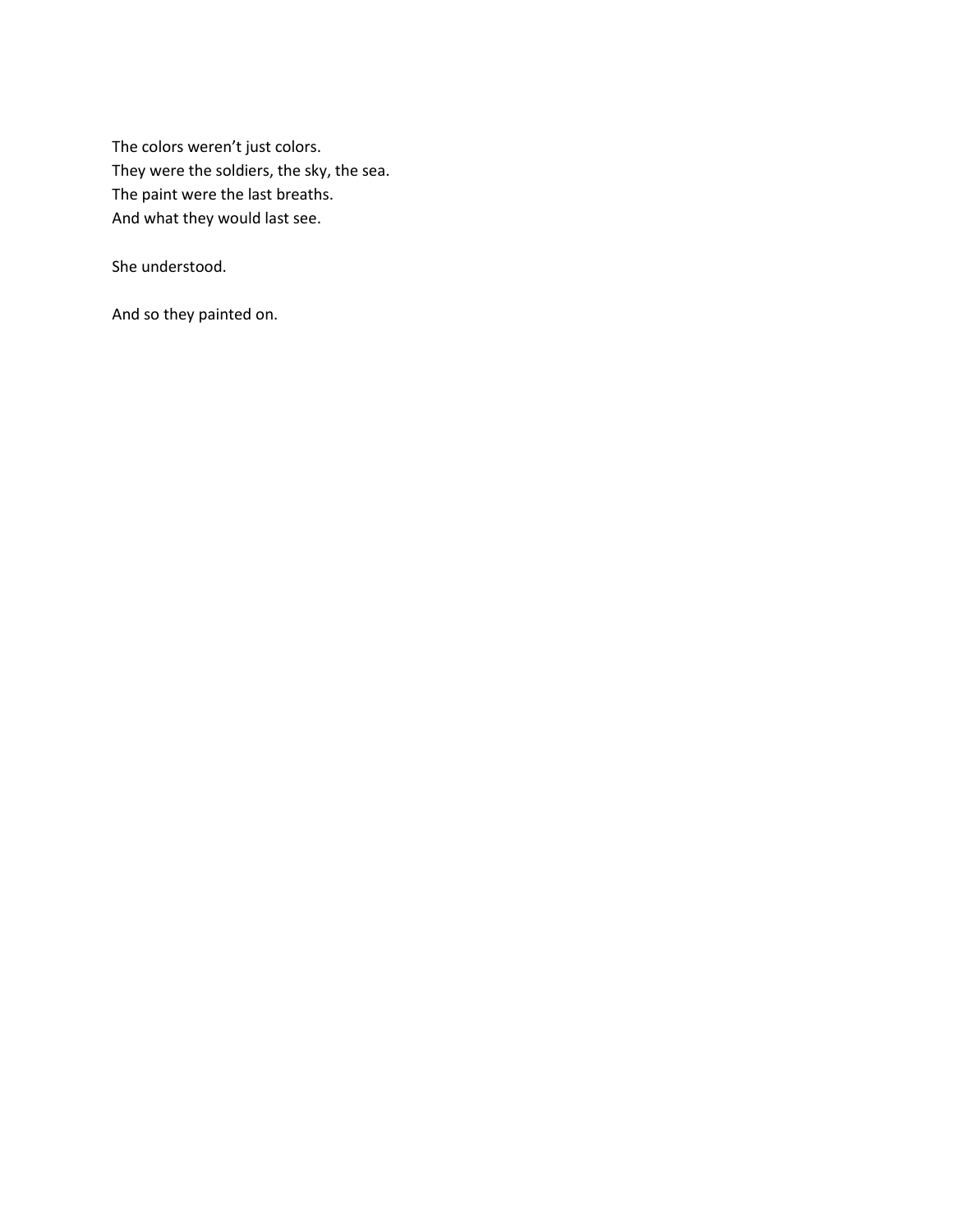The colors weren't just colors.  
They were the soldiers, the sky, the sea.  
The paint were the last breaths.  
And what they would last see.

She understood.

And so they painted on.